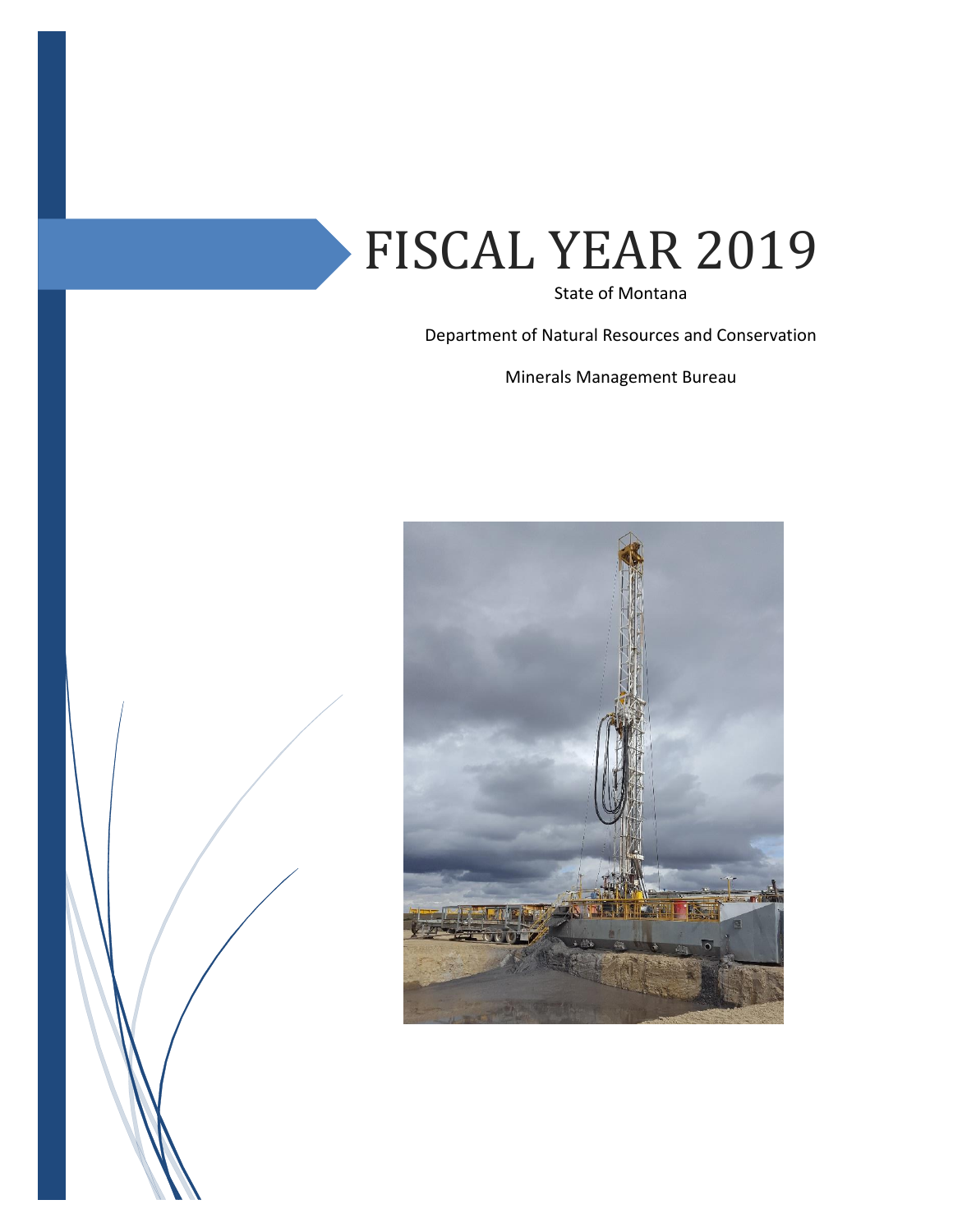# FISCAL YEAR 2019

State of Montana

Department of Natural Resources and Conservation

Minerals Management Bureau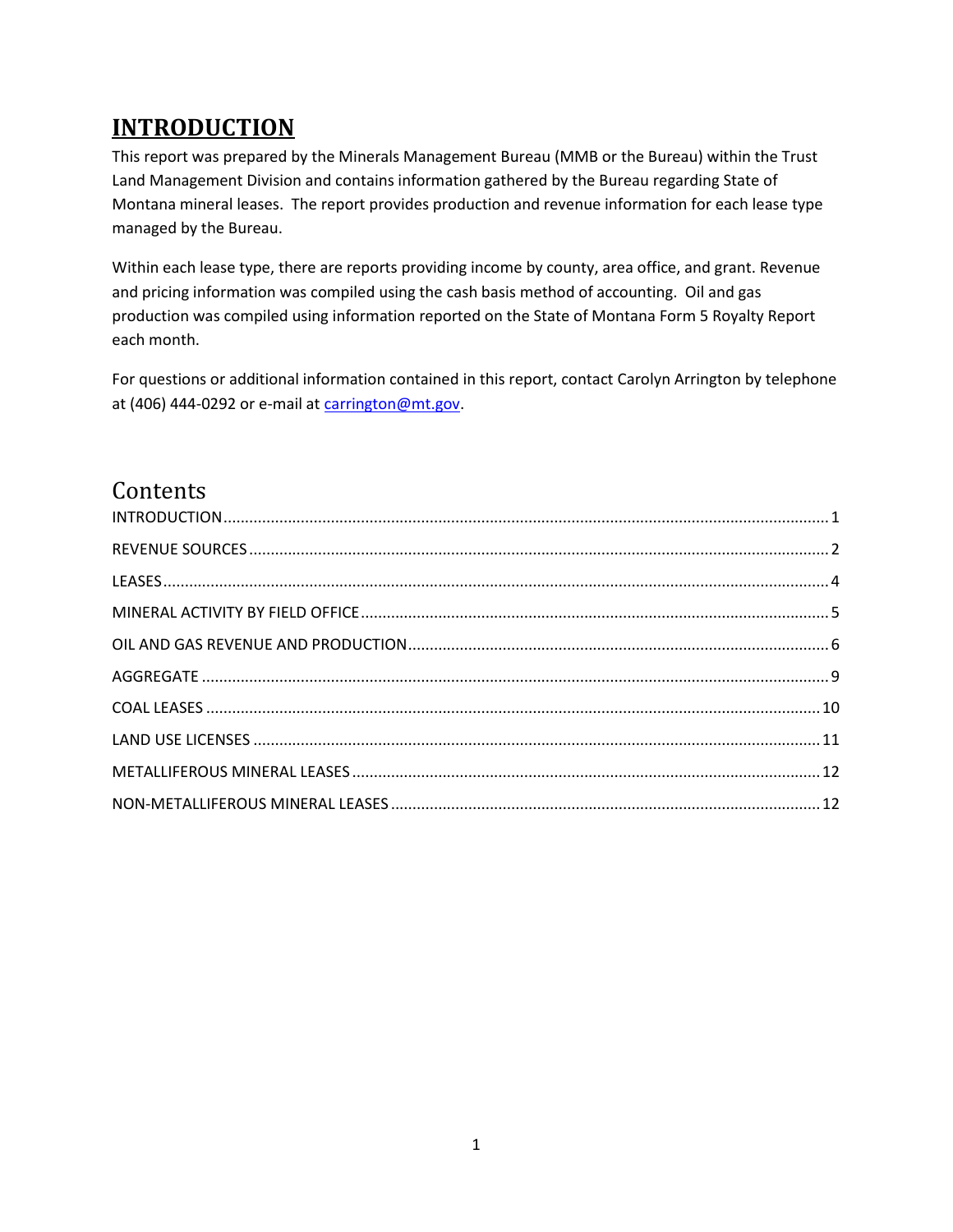# INTRODUCTION

This report was prepared by the Minerals Management Bureau (MMB or the Bureau) within the Trust Land Management Division and contains information gathered by the Bureau regarding State of Montana mineral leases. The report provides production and revenue information for each lease type managed by the Bureau.

Within each lease type, there are reports providing income by county, area office, and grant. Revenue and pricing information was compiled using the cash basis method of accounting. Oil and gas production was compiled using information reported on the State of Montana Form 5 Royalty Report each month.

For questions or additional information contained in this report, contact Carolyn Arrington by telephone at (406) 444-0292 or e-mail at carrington@mt.gov.

## Contents

- INTRODUCTION ..... 1
- REVENUE SOURCES ..... 2
- LEASES ..... 4
- MINERAL ACTIVITY BY FIELD OFFICE ..... 5
- OIL AND GAS REVENUE AND PRODUCTION ..... 6
- AGGREGATE ..... 9
- COAL LEASES ..... 10
- LAND USE LICENSES ..... 11
- METALLIFEROUS MINERAL LEASES ..... 12
- NON-METALLIFEROUS MINERAL LEASES ..... 12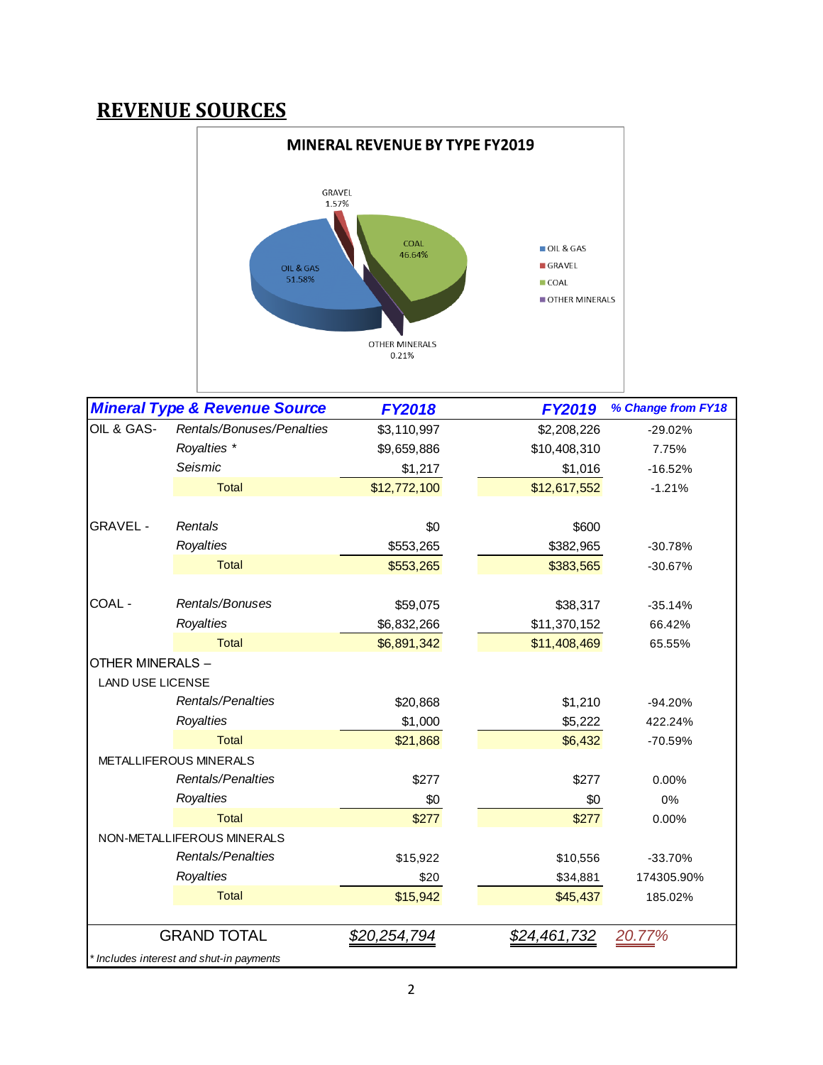## REVENUE SOURCES

**MINERAL REVENUE BY TYPE FY2019**

GRAVEL 1.57%

COAL 46.64%

OIL & GAS 51.58%

OTHER MINERALS 0.21%

| Mineral Type & Revenue Source | | FY2018 | FY2019 | % Change from FY18 |
|---|---|---|---|---|
| OIL & GAS- | *Rentals/Bonuses/Penalties* | $3,110,997 | $2,208,226 | -29.02% |
| | *Royalties* * | $9,659,886 | $10,408,310 | 7.75% |
| | *Seismic* | $1,217 | $1,016 | -16.52% |
| | Total | $12,772,100 | $12,617,552 | -1.21% |
| GRAVEL - | *Rentals* | $0 | $600 | |
| | *Royalties* | $553,265 | $382,965 | -30.78% |
| | Total | $553,265 | $383,565 | -30.67% |
| COAL - | *Rentals/Bonuses* | $59,075 | $38,317 | -35.14% |
| | *Royalties* | $6,832,266 | $11,370,152 | 66.42% |
| | Total | $6,891,342 | $11,408,469 | 65.55% |
| OTHER MINERALS – | | | | |
| LAND USE LICENSE | | | | |
| | *Rentals/Penalties* | $20,868 | $1,210 | -94.20% |
| | *Royalties* | $1,000 | $5,222 | 422.24% |
| | Total | $21,868 | $6,432 | -70.59% |
| METALLIFEROUS MINERALS | | | | |
| | *Rentals/Penalties* | $277 | $277 | 0.00% |
| | *Royalties* | $0 | $0 | 0% |
| | Total | $277 | $277 | 0.00% |
| NON-METALLIFEROUS MINERALS | | | | |
| | *Rentals/Penalties* | $15,922 | $10,556 | -33.70% |
| | *Royalties* | $20 | $34,881 | 174305.90% |
| | Total | $15,942 | $45,437 | 185.02% |
| GRAND TOTAL | | *$20,254,794* | *$24,461,732* | *20.77%* |

*\* Includes interest and shut-in payments*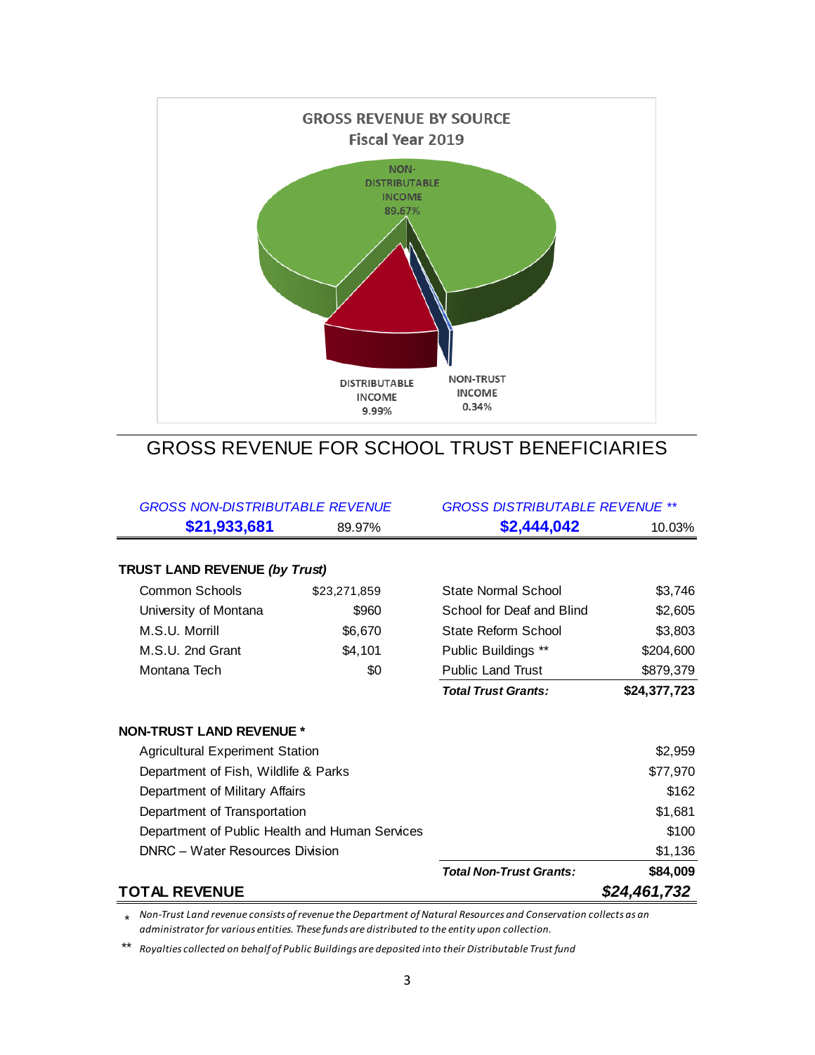**GROSS REVENUE BY SOURCE**
**Fiscal Year 2019**

NON-DISTRIBUTABLE INCOME 89.67%

DISTRIBUTABLE INCOME 9.99%

NON-TRUST INCOME 0.34%

# GROSS REVENUE FOR SCHOOL TRUST BENEFICIARIES

| *GROSS NON-DISTRIBUTABLE REVENUE* | | *GROSS DISTRIBUTABLE REVENUE ***| |
|---|---|---|---|
| **$21,933,681** | 89.97% | **$2,444,042** | 10.03% |
| **TRUST LAND REVENUE *(by Trust)*** | | | |
| Common Schools | $23,271,859 | State Normal School | $3,746 |
| University of Montana | $960 | School for Deaf and Blind | $2,605 |
| M.S.U. Morrill | $6,670 | State Reform School | $3,803 |
| M.S.U. 2nd Grant | $4,101 | Public Buildings ** | $204,600 |
| Montana Tech | $0 | Public Land Trust | $879,379 |
| | | ***Total Trust Grants:*** | **$24,377,723** |
| **NON-TRUST LAND REVENUE *** | | | |
| Agricultural Experiment Station | | | $2,959 |
| Department of Fish, Wildlife & Parks | | | $77,970 |
| Department of Military Affairs | | | $162 |
| Department of Transportation | | | $1,681 |
| Department of Public Health and Human Services | | | $100 |
| DNRC – Water Resources Division | | | $1,136 |
| | | ***Total Non-Trust Grants:*** | **$84,009** |
| **TOTAL REVENUE** | | | ***$24,461,732*** |

\* *Non-Trust Land revenue consists of revenue the Department of Natural Resources and Conservation collects as an administrator for various entities. These funds are distributed to the entity upon collection.*

** *Royalties collected on behalf of Public Buildings are deposited into their Distributable Trust fund*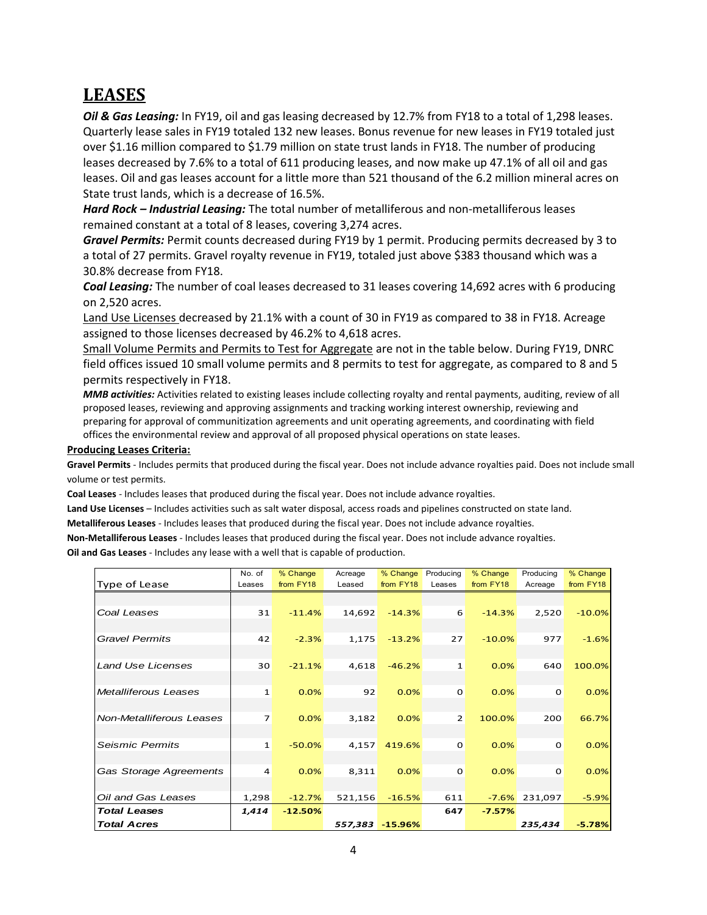# LEASES

***Oil & Gas Leasing:*** In FY19, oil and gas leasing decreased by 12.7% from FY18 to a total of 1,298 leases. Quarterly lease sales in FY19 totaled 132 new leases. Bonus revenue for new leases in FY19 totaled just over $1.16 million compared to $1.79 million on state trust lands in FY18. The number of producing leases decreased by 7.6% to a total of 611 producing leases, and now make up 47.1% of all oil and gas leases. Oil and gas leases account for a little more than 521 thousand of the 6.2 million mineral acres on State trust lands, which is a decrease of 16.5%.

***Hard Rock – Industrial Leasing:*** The total number of metalliferous and non-metalliferous leases remained constant at a total of 8 leases, covering 3,274 acres.

***Gravel Permits:*** Permit counts decreased during FY19 by 1 permit. Producing permits decreased by 3 to a total of 27 permits. Gravel royalty revenue in FY19, totaled just above $383 thousand which was a 30.8% decrease from FY18.

***Coal Leasing:*** The number of coal leases decreased to 31 leases covering 14,692 acres with 6 producing on 2,520 acres.

Land Use Licenses decreased by 21.1% with a count of 30 in FY19 as compared to 38 in FY18. Acreage assigned to those licenses decreased by 46.2% to 4,618 acres.

Small Volume Permits and Permits to Test for Aggregate are not in the table below. During FY19, DNRC field offices issued 10 small volume permits and 8 permits to test for aggregate, as compared to 8 and 5 permits respectively in FY18.

***MMB activities:*** Activities related to existing leases include collecting royalty and rental payments, auditing, review of all proposed leases, reviewing and approving assignments and tracking working interest ownership, reviewing and preparing for approval of communitization agreements and unit operating agreements, and coordinating with field offices the environmental review and approval of all proposed physical operations on state leases.

**Producing Leases Criteria:**

**Gravel Permits** - Includes permits that produced during the fiscal year. Does not include advance royalties paid. Does not include small volume or test permits.

**Coal Leases** - Includes leases that produced during the fiscal year. Does not include advance royalties.

**Land Use Licenses** – Includes activities such as salt water disposal, access roads and pipelines constructed on state land.

**Metalliferous Leases** - Includes leases that produced during the fiscal year. Does not include advance royalties.

**Non-Metalliferous Leases** - Includes leases that produced during the fiscal year. Does not include advance royalties.

**Oil and Gas Leases** - Includes any lease with a well that is capable of production.

| Type of Lease | No. of Leases | % Change from FY18 | Acreage Leased | % Change from FY18 | Producing Leases | % Change from FY18 | Producing Acreage | % Change from FY18 |
|---|---|---|---|---|---|---|---|---|
| *Coal Leases* | 31 | -11.4% | 14,692 | -14.3% | 6 | -14.3% | 2,520 | -10.0% |
| *Gravel Permits* | 42 | -2.3% | 1,175 | -13.2% | 27 | -10.0% | 977 | -1.6% |
| *Land Use Licenses* | 30 | -21.1% | 4,618 | -46.2% | 1 | 0.0% | 640 | 100.0% |
| *Metalliferous Leases* | 1 | 0.0% | 92 | 0.0% | 0 | 0.0% | 0 | 0.0% |
| *Non-Metalliferous Leases* | 7 | 0.0% | 3,182 | 0.0% | 2 | 100.0% | 200 | 66.7% |
| *Seismic Permits* | 1 | -50.0% | 4,157 | 419.6% | 0 | 0.0% | 0 | 0.0% |
| *Gas Storage Agreements* | 4 | 0.0% | 8,311 | 0.0% | 0 | 0.0% | 0 | 0.0% |
| *Oil and Gas Leases* | 1,298 | -12.7% | 521,156 | -16.5% | 611 | -7.6% | 231,097 | -5.9% |
| ***Total Leases*** | ***1,414*** | **-12.50%** | | | **647** | **-7.57%** | | |
| ***Total Acres*** | | | ***557,383*** | **-15.96%** | | | ***235,434*** | **-5.78%** |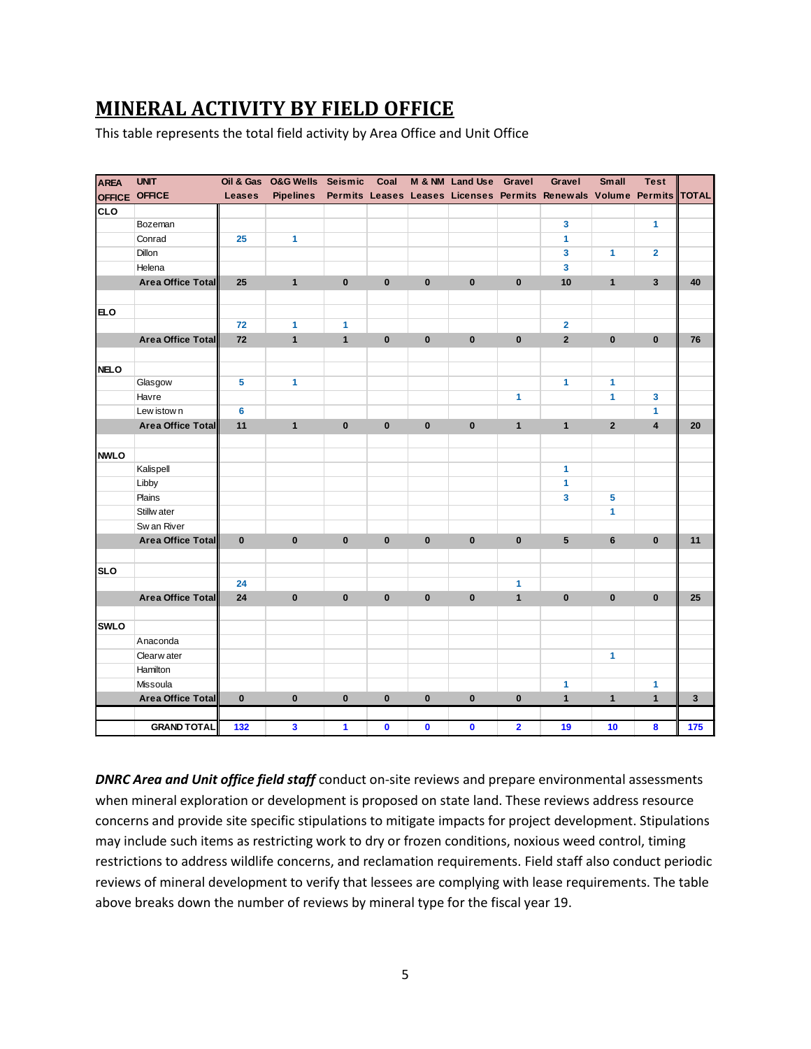# MINERAL ACTIVITY BY FIELD OFFICE

This table represents the total field activity by Area Office and Unit Office

| AREA OFFICE | UNIT OFFICE | Oil & Gas Leases | O&G Wells Pipelines | Seismic Permits | Coal Leases | M & NM Leases | Land Use Licenses | Gravel Permits | Gravel Renewals | Small Volume | Test Permits | TOTAL |
|---|---|---|---|---|---|---|---|---|---|---|---|---|
| CLO | | | | | | | | | | | | |
| | Bozeman | | | | | | | | 3 | | 1 | |
| | Conrad | 25 | 1 | | | | | | 1 | | | |
| | Dillon | | | | | | | | 3 | 1 | 2 | |
| | Helena | | | | | | | | 3 | | | |
| | **Area Office Total** | **25** | **1** | **0** | **0** | **0** | **0** | **0** | **10** | **1** | **3** | **40** |
| | | | | | | | | | | | | |
| ELO | | | | | | | | | | | | |
| | | 72 | 1 | 1 | | | | | 2 | | | |
| | **Area Office Total** | **72** | **1** | **1** | **0** | **0** | **0** | **0** | **2** | **0** | **0** | **76** |
| | | | | | | | | | | | | |
| NELO | | | | | | | | | | | | |
| | Glasgow | 5 | 1 | | | | | | 1 | 1 | | |
| | Havre | | | | | | | 1 | | 1 | 3 | |
| | Lewistown | 6 | | | | | | | | | 1 | |
| | **Area Office Total** | **11** | **1** | **0** | **0** | **0** | **0** | **1** | **1** | **2** | **4** | **20** |
| | | | | | | | | | | | | |
| NWLO | | | | | | | | | | | | |
| | Kalispell | | | | | | | | 1 | | | |
| | Libby | | | | | | | | 1 | | | |
| | Plains | | | | | | | | 3 | 5 | | |
| | Stillwater | | | | | | | | | 1 | | |
| | Swan River | | | | | | | | | | | |
| | **Area Office Total** | **0** | **0** | **0** | **0** | **0** | **0** | **0** | **5** | **6** | **0** | **11** |
| | | | | | | | | | | | | |
| SLO | | | | | | | | | | | | |
| | | 24 | | | | | | 1 | | | | |
| | **Area Office Total** | **24** | **0** | **0** | **0** | **0** | **0** | **1** | **0** | **0** | **0** | **25** |
| | | | | | | | | | | | | |
| SWLO | | | | | | | | | | | | |
| | Anaconda | | | | | | | | | | | |
| | Clearwater | | | | | | | | | 1 | | |
| | Hamilton | | | | | | | | | | | |
| | Missoula | | | | | | | | 1 | | 1 | |
| | **Area Office Total** | **0** | **0** | **0** | **0** | **0** | **0** | **0** | **1** | **1** | **1** | **3** |
| | | | | | | | | | | | | |
| | **GRAND TOTAL** | **132** | **3** | **1** | **0** | **0** | **0** | **2** | **19** | **10** | **8** | **175** |

***DNRC Area and Unit office field staff*** conduct on-site reviews and prepare environmental assessments when mineral exploration or development is proposed on state land. These reviews address resource concerns and provide site specific stipulations to mitigate impacts for project development. Stipulations may include such items as restricting work to dry or frozen conditions, noxious weed control, timing restrictions to address wildlife concerns, and reclamation requirements. Field staff also conduct periodic reviews of mineral development to verify that lessees are complying with lease requirements. The table above breaks down the number of reviews by mineral type for the fiscal year 19.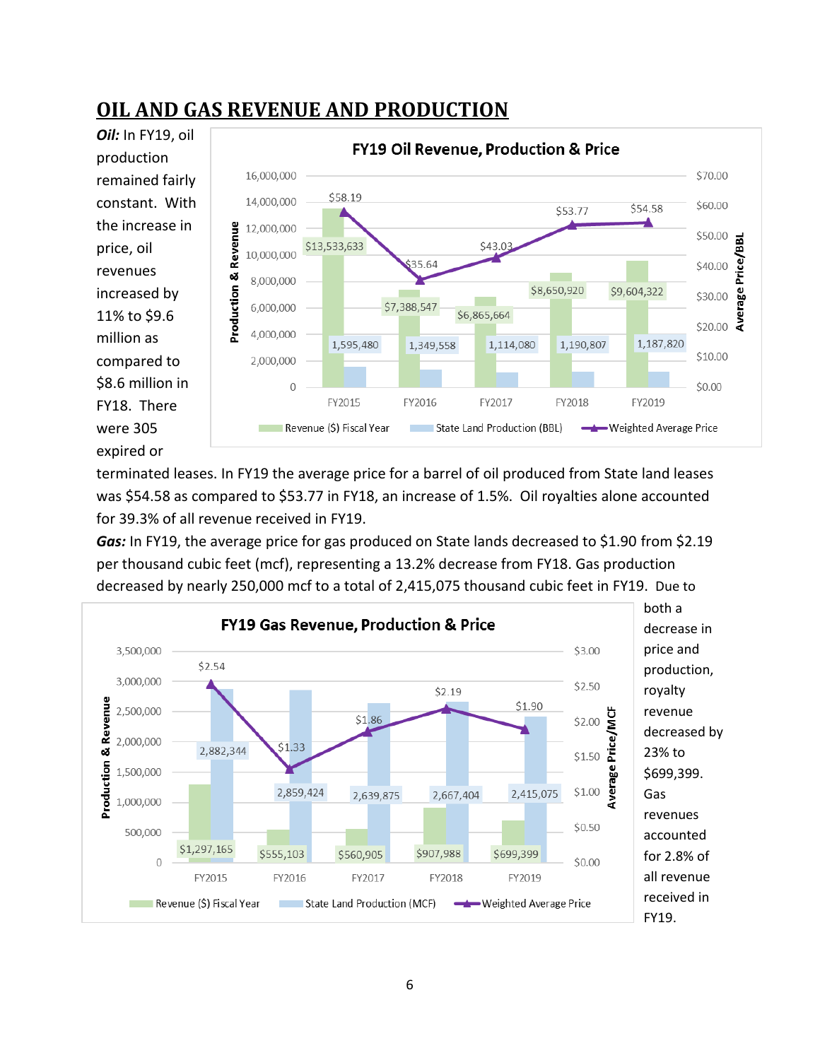# OIL AND GAS REVENUE AND PRODUCTION

***Oil:*** In FY19, oil production remained fairly constant. With the increase in price, oil revenues increased by 11% to $9.6 million as compared to $8.6 million in FY18. There were 305 expired or terminated leases. In FY19 the average price for a barrel of oil produced from State land leases was $54.58 as compared to $53.77 in FY18, an increase of 1.5%. Oil royalties alone accounted for 39.3% of all revenue received in FY19.

**FY19 Oil Revenue, Production & Price**

| | FY2015 | FY2016 | FY2017 | FY2018 | FY2019 |
|---|---|---|---|---|---|
| Revenue ($) Fiscal Year | $13,533,633 | $7,388,547 | $6,865,664 | $8,650,920 | $9,604,322 |
| State Land Production (BBL) | 1,595,480 | 1,349,558 | 1,114,080 | 1,190,807 | 1,187,820 |
| Weighted Average Price | $58.19 | $35.64 | $43.03 | $53.77 | $54.58 |

***Gas:*** In FY19, the average price for gas produced on State lands decreased to $1.90 from $2.19 per thousand cubic feet (mcf), representing a 13.2% decrease from FY18. Gas production decreased by nearly 250,000 mcf to a total of 2,415,075 thousand cubic feet in FY19. Due to both a decrease in price and production, royalty revenue decreased by 23% to $699,399. Gas revenues accounted for 2.8% of all revenue received in FY19.

**FY19 Gas Revenue, Production & Price**

| | FY2015 | FY2016 | FY2017 | FY2018 | FY2019 |
|---|---|---|---|---|---|
| Revenue ($) Fiscal Year | $1,297,165 | $555,103 | $560,905 | $907,988 | $699,399 |
| State Land Production (MCF) | 2,882,344 | 2,859,424 | 2,639,875 | 2,667,404 | 2,415,075 |
| Weighted Average Price | $2.54 | $1.33 | $1.86 | $2.19 | $1.90 |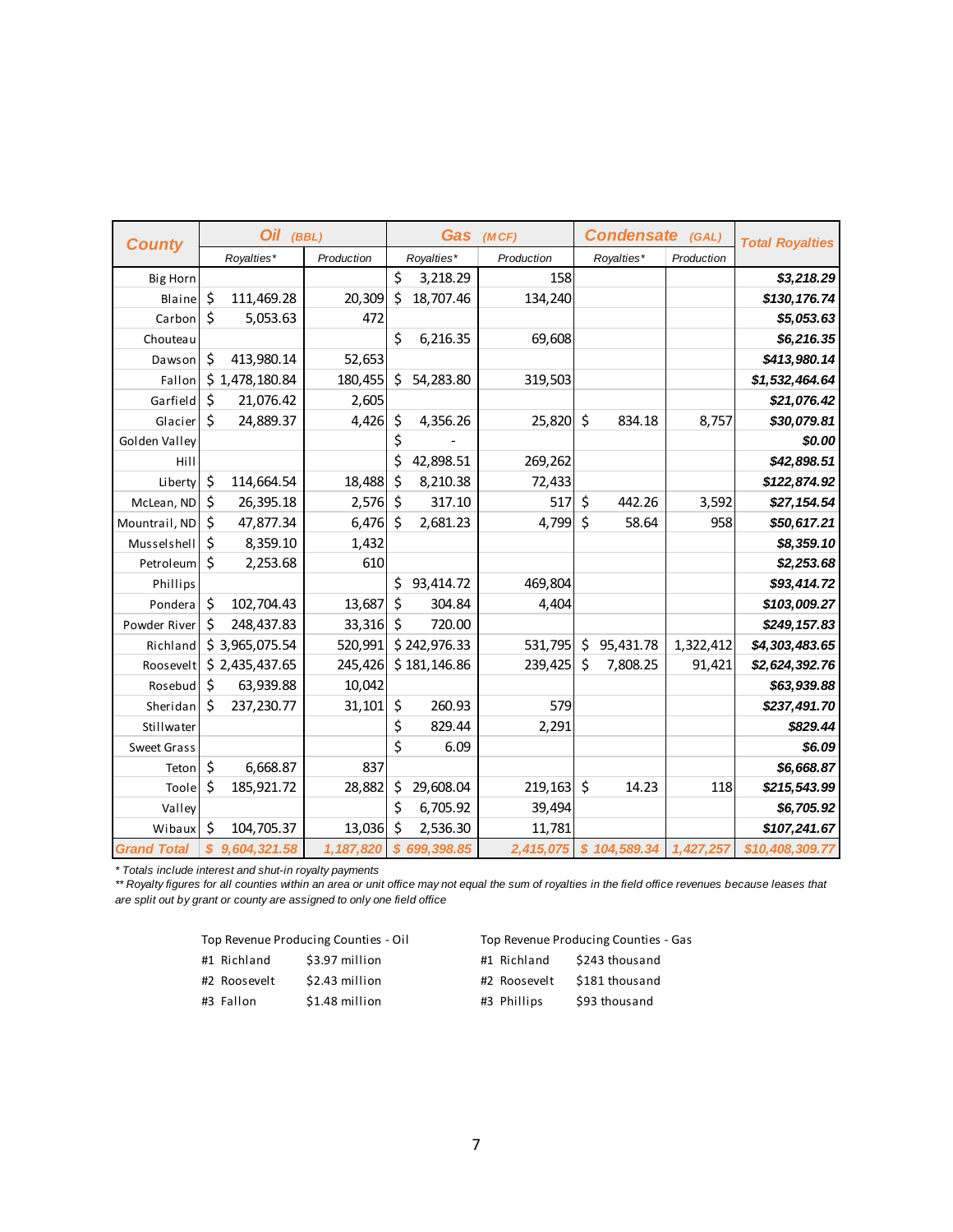| County | Oil (BBL) | | Gas (MCF) | | Condensate (GAL) | | Total Royalties |
|---|---|---|---|---|---|---|---|
| | Royalties* | Production | Royalties* | Production | Royalties* | Production | |
| Big Horn | | | $ 3,218.29 | 158 | | | $3,218.29 |
| Blaine | $ 111,469.28 | 20,309 | $ 18,707.46 | 134,240 | | | $130,176.74 |
| Carbon | $ 5,053.63 | 472 | | | | | $5,053.63 |
| Chouteau | | | $ 6,216.35 | 69,608 | | | $6,216.35 |
| Dawson | $ 413,980.14 | 52,653 | | | | | $413,980.14 |
| Fallon | $ 1,478,180.84 | 180,455 | $ 54,283.80 | 319,503 | | | $1,532,464.64 |
| Garfield | $ 21,076.42 | 2,605 | | | | | $21,076.42 |
| Glacier | $ 24,889.37 | 4,426 | $ 4,356.26 | 25,820 | $ 834.18 | 8,757 | $30,079.81 |
| Golden Valley | | | $ - | | | | $0.00 |
| Hill | | | $ 42,898.51 | 269,262 | | | $42,898.51 |
| Liberty | $ 114,664.54 | 18,488 | $ 8,210.38 | 72,433 | | | $122,874.92 |
| McLean, ND | $ 26,395.18 | 2,576 | $ 317.10 | 517 | $ 442.26 | 3,592 | $27,154.54 |
| Mountrail, ND | $ 47,877.34 | 6,476 | $ 2,681.23 | 4,799 | $ 58.64 | 958 | $50,617.21 |
| Musselshell | $ 8,359.10 | 1,432 | | | | | $8,359.10 |
| Petroleum | $ 2,253.68 | 610 | | | | | $2,253.68 |
| Phillips | | | $ 93,414.72 | 469,804 | | | $93,414.72 |
| Pondera | $ 102,704.43 | 13,687 | $ 304.84 | 4,404 | | | $103,009.27 |
| Powder River | $ 248,437.83 | 33,316 | $ 720.00 | | | | $249,157.83 |
| Richland | $ 3,965,075.54 | 520,991 | $ 242,976.33 | 531,795 | $ 95,431.78 | 1,322,412 | $4,303,483.65 |
| Roosevelt | $ 2,435,437.65 | 245,426 | $ 181,146.86 | 239,425 | $ 7,808.25 | 91,421 | $2,624,392.76 |
| Rosebud | $ 63,939.88 | 10,042 | | | | | $63,939.88 |
| Sheridan | $ 237,230.77 | 31,101 | $ 260.93 | 579 | | | $237,491.70 |
| Stillwater | | | $ 829.44 | 2,291 | | | $829.44 |
| Sweet Grass | | | $ 6.09 | | | | $6.09 |
| Teton | $ 6,668.87 | 837 | | | | | $6,668.87 |
| Toole | $ 185,921.72 | 28,882 | $ 29,608.04 | 219,163 | $ 14.23 | 118 | $215,543.99 |
| Valley | | | $ 6,705.92 | 39,494 | | | $6,705.92 |
| Wibaux | $ 104,705.37 | 13,036 | $ 2,536.30 | 11,781 | | | $107,241.67 |
| **Grand Total** | **$ 9,604,321.58** | **1,187,820** | **$ 699,398.85** | **2,415,075** | **$ 104,589.34** | **1,427,257** | **$10,408,309.77** |

*\* Totals include interest and shut-in royalty payments*

*\*\* Royalty figures for all counties within an area or unit office may not equal the sum of royalties in the field office revenues because leases that are split out by grant or county are assigned to only one field office*

Top Revenue Producing Counties - Oil

| | | |
|---|---|---|
| #1 | Richland | $3.97 million |
| #2 | Roosevelt | $2.43 million |
| #3 | Fallon | $1.48 million |

Top Revenue Producing Counties - Gas

| | | |
|---|---|---|
| #1 | Richland | $243 thousand |
| #2 | Roosevelt | $181 thousand |
| #3 | Phillips | $93 thousand |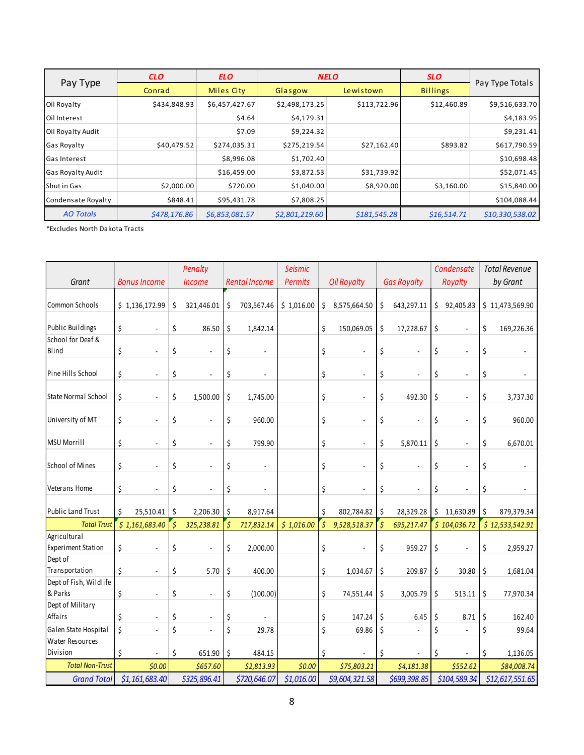| Pay Type | CLO | ELO | NELO | | SLO | Pay Type Totals |
|---|---|---|---|---|---|---|
| | Conrad | Miles City | Glasgow | Lewistown | Billings | |
| Oil Royalty | $434,848.93 | $6,457,427.67 | $2,498,173.25 | $113,722.96 | $12,460.89 | $9,516,633.70 |
| Oil Interest | | $4.64 | $4,179.31 | | | $4,183.95 |
| Oil Royalty Audit | | $7.09 | $9,224.32 | | | $9,231.41 |
| Gas Royalty | $40,479.52 | $274,035.31 | $275,219.54 | $27,162.40 | $893.82 | $617,790.59 |
| Gas Interest | | $8,996.08 | $1,702.40 | | | $10,698.48 |
| Gas Royalty Audit | | $16,459.00 | $3,872.53 | $31,739.92 | | $52,071.45 |
| Shut in Gas | $2,000.00 | $720.00 | $1,040.00 | $8,920.00 | $3,160.00 | $15,840.00 |
| Condensate Royalty | $848.41 | $95,431.78 | $7,808.25 | | | $104,088.44 |
| *AO Totals* | *$478,176.86* | *$6,853,081.57* | *$2,801,219.60* | *$181,545.28* | *$16,514.71* | *$10,330,538.02* |

*Excludes North Dakota Tracts

| *Grant* | *Bonus Income* | *Penalty Income* | *Rental Income* | *Seismic Permits* | *Oil Royalty* | *Gas Royalty* | *Condensate Royalty* | *Total Revenue by Grant* |
|---|---|---|---|---|---|---|---|---|
| Common Schools | $ 1,136,172.99 | $ 321,446.01 | $ 703,567.46 | $ 1,016.00 | $ 8,575,664.50 | $ 643,297.11 | $ 92,405.83 | $ 11,473,569.90 |
| Public Buildings | $ - | $ 86.50 | $ 1,842.14 | | $ 150,069.05 | $ 17,228.67 | $ - | $ 169,226.36 |
| School for Deaf & Blind | $ - | $ - | $ - | | $ - | $ - | $ - | $ - |
| Pine Hills School | $ - | $ - | $ - | | $ - | $ - | $ - | $ - |
| State Normal School | $ - | $ 1,500.00 | $ 1,745.00 | | $ - | $ 492.30 | $ - | $ 3,737.30 |
| University of MT | $ - | $ - | $ 960.00 | | $ - | $ - | $ - | $ 960.00 |
| MSU Morrill | $ - | $ - | $ 799.90 | | $ - | $ 5,870.11 | $ - | $ 6,670.01 |
| School of Mines | $ - | $ - | $ - | | $ - | $ - | $ - | $ - |
| Veterans Home | $ - | $ - | $ - | | $ - | $ - | $ - | $ - |
| Public Land Trust | $ 25,510.41 | $ 2,206.30 | $ 8,917.64 | | $ 802,784.82 | $ 28,329.28 | $ 11,630.89 | $ 879,379.34 |
| *Total Trust* | *$ 1,161,683.40* | *$ 325,238.81* | *$ 717,832.14* | *$ 1,016.00* | *$ 9,528,518.37* | *$ 695,217.47* | *$ 104,036.72* | *$ 12,533,542.91* |
| Agricultural Experiment Station | $ - | $ - | $ 2,000.00 | | $ - | $ 959.27 | $ - | $ 2,959.27 |
| Dept of Transportation | $ - | $ 5.70 | $ 400.00 | | $ 1,034.67 | $ 209.87 | $ 30.80 | $ 1,681.04 |
| Dept of Fish, Wildlife & Parks | $ - | $ - | $ (100.00) | | $ 74,551.44 | $ 3,005.79 | $ 513.11 | $ 77,970.34 |
| Dept of Military Affairs | $ - | $ - | $ - | | $ 147.24 | $ 6.45 | $ 8.71 | $ 162.40 |
| Galen State Hospital | $ - | $ - | $ 29.78 | | $ 69.86 | $ - | $ - | $ 99.64 |
| Water Resources Division | $ - | $ 651.90 | $ 484.15 | | $ - | $ - | $ - | $ 1,136.05 |
| *Total Non-Trust* | *$0.00* | *$657.60* | *$2,813.93* | *$0.00* | *$75,803.21* | *$4,181.38* | *$552.62* | *$84,008.74* |
| *Grand Total* | *$1,161,683.40* | *$325,896.41* | *$720,646.07* | *$1,016.00* | *$9,604,321.58* | *$699,398.85* | *$104,589.34* | *$12,617,551.65* |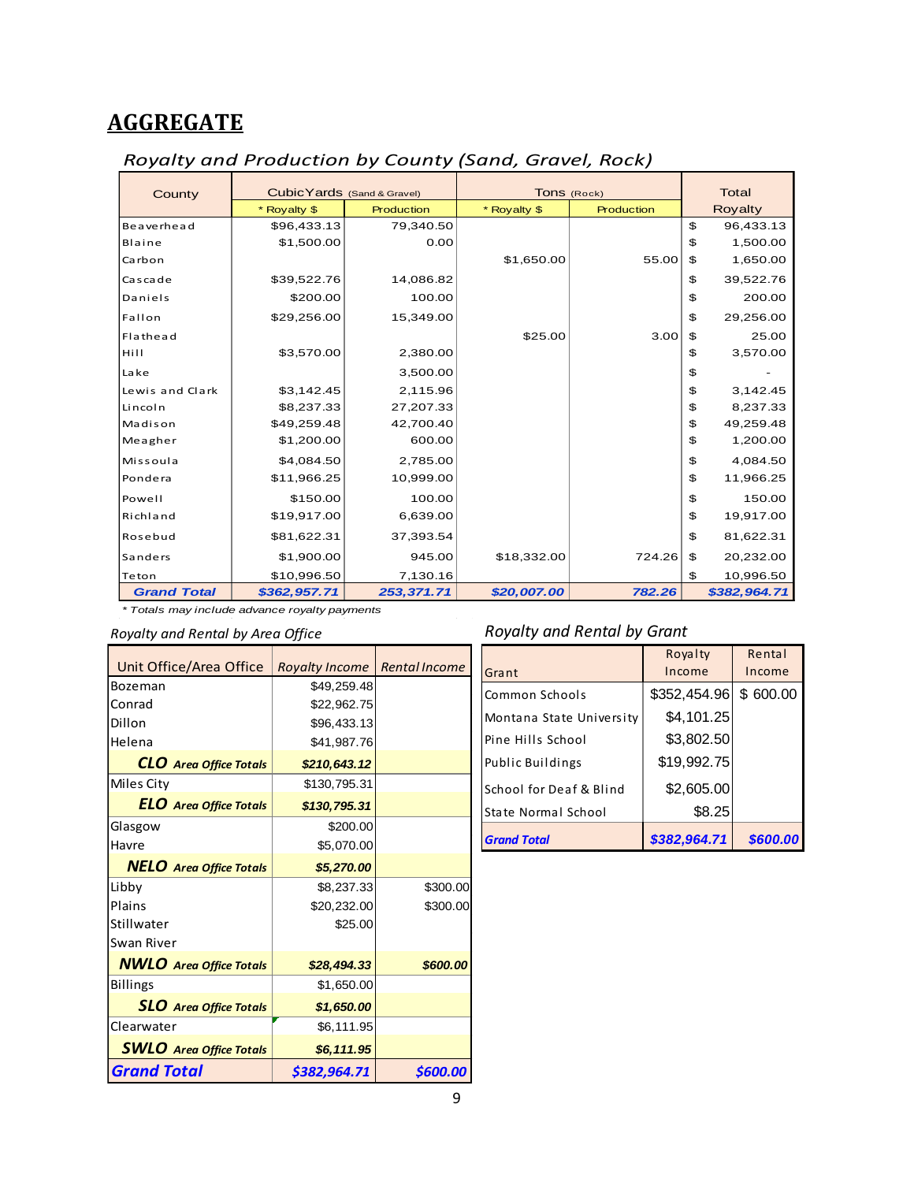# AGGREGATE

## Royalty and Production by County (Sand, Gravel, Rock)

| County | CubicYards (Sand & Gravel) | | Tons (Rock) | | Total |
|---|---|---|---|---|---|
| | * Royalty $ | Production | * Royalty $ | Production | Royalty |
| Beaverhead | $96,433.13 | 79,340.50 | | | $ 96,433.13 |
| Blaine | $1,500.00 | 0.00 | | | $ 1,500.00 |
| Carbon | | | $1,650.00 | 55.00 | $ 1,650.00 |
| Cascade | $39,522.76 | 14,086.82 | | | $ 39,522.76 |
| Daniels | $200.00 | 100.00 | | | $ 200.00 |
| Fallon | $29,256.00 | 15,349.00 | | | $ 29,256.00 |
| Flathead | | | $25.00 | 3.00 | $ 25.00 |
| Hill | $3,570.00 | 2,380.00 | | | $ 3,570.00 |
| Lake | | 3,500.00 | | | $ - |
| Lewis and Clark | $3,142.45 | 2,115.96 | | | $ 3,142.45 |
| Lincoln | $8,237.33 | 27,207.33 | | | $ 8,237.33 |
| Madison | $49,259.48 | 42,700.40 | | | $ 49,259.48 |
| Meagher | $1,200.00 | 600.00 | | | $ 1,200.00 |
| Missoula | $4,084.50 | 2,785.00 | | | $ 4,084.50 |
| Pondera | $11,966.25 | 10,999.00 | | | $ 11,966.25 |
| Powell | $150.00 | 100.00 | | | $ 150.00 |
| Richland | $19,917.00 | 6,639.00 | | | $ 19,917.00 |
| Rosebud | $81,622.31 | 37,393.54 | | | $ 81,622.31 |
| Sanders | $1,900.00 | 945.00 | $18,332.00 | 724.26 | $ 20,232.00 |
| Teton | $10,996.50 | 7,130.16 | | | $ 10,996.50 |
| **Grand Total** | **$362,957.71** | **253,371.71** | **$20,007.00** | **782.26** | **$382,964.71** |

* *Totals may include advance royalty payments*

### Royalty and Rental by Area Office

| Unit Office/Area Office | Royalty Income | Rental Income |
|---|---|---|
| Bozeman | $49,259.48 | |
| Conrad | $22,962.75 | |
| Dillon | $96,433.13 | |
| Helena | $41,987.76 | |
| **CLO** *Area Office Totals* | **$210,643.12** | |
| Miles City | $130,795.31 | |
| **ELO** *Area Office Totals* | **$130,795.31** | |
| Glasgow | $200.00 | |
| Havre | $5,070.00 | |
| **NELO** *Area Office Totals* | **$5,270.00** | |
| Libby | $8,237.33 | $300.00 |
| Plains | $20,232.00 | $300.00 |
| Stillwater | $25.00 | |
| Swan River | | |
| **NWLO** *Area Office Totals* | **$28,494.33** | **$600.00** |
| Billings | $1,650.00 | |
| **SLO** *Area Office Totals* | **$1,650.00** | |
| Clearwater | $6,111.95 | |
| **SWLO** *Area Office Totals* | **$6,111.95** | |
| **Grand Total** | **$382,964.71** | **$600.00** |

### Royalty and Rental by Grant

| Grant | Royalty Income | Rental Income |
|---|---|---|
| Common Schools | $352,454.96 | $ 600.00 |
| Montana State University | $4,101.25 | |
| Pine Hills School | $3,802.50 | |
| Public Buildings | $19,992.75 | |
| School for Deaf & Blind | $2,605.00 | |
| State Normal School | $8.25 | |
| **Grand Total** | **$382,964.71** | **$600.00** |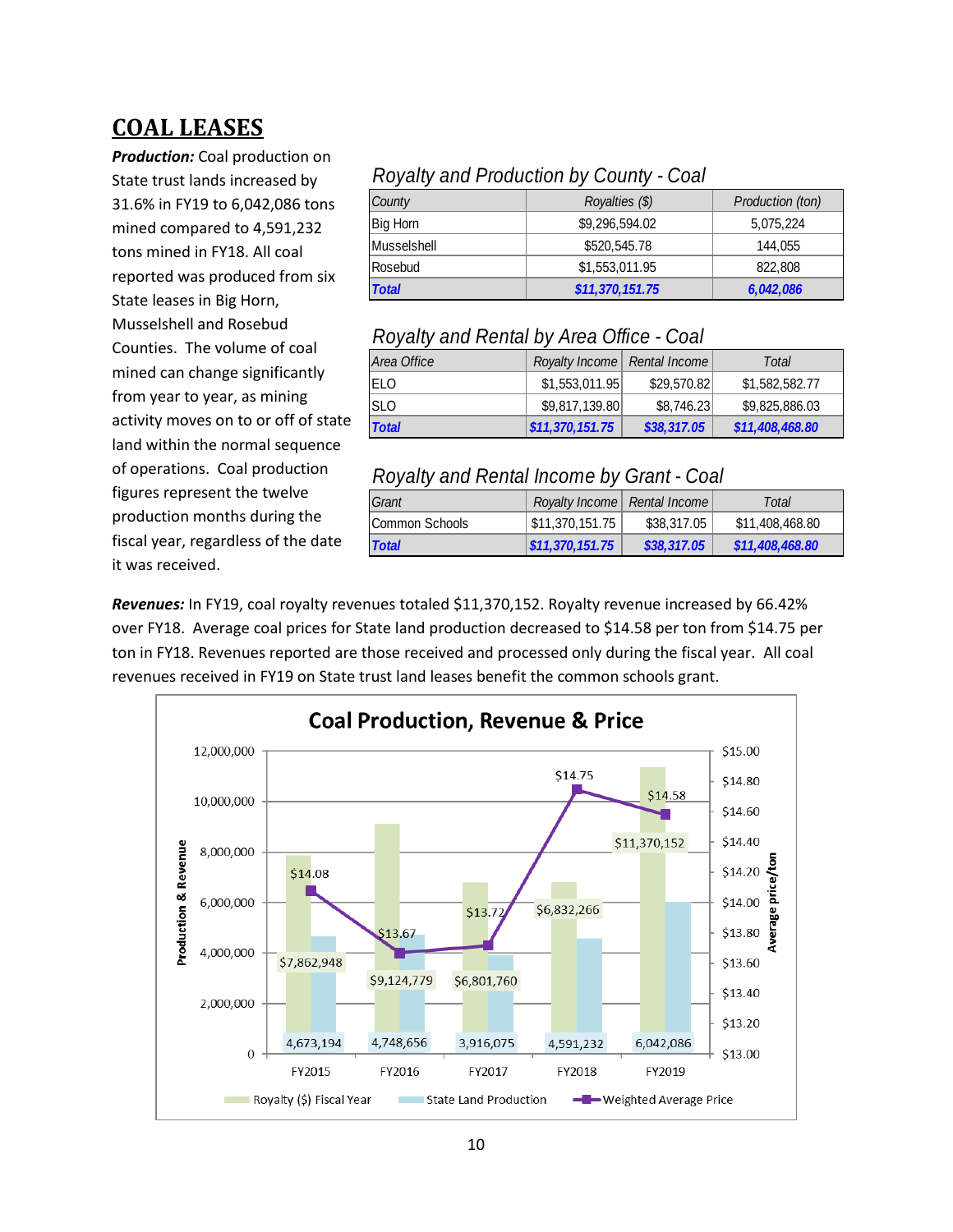# COAL LEASES

***Production:*** Coal production on State trust lands increased by 31.6% in FY19 to 6,042,086 tons mined compared to 4,591,232 tons mined in FY18. All coal reported was produced from six State leases in Big Horn, Musselshell and Rosebud Counties. The volume of coal mined can change significantly from year to year, as mining activity moves on to or off of state land within the normal sequence of operations. Coal production figures represent the twelve production months during the fiscal year, regardless of the date it was received.

*Royalty and Production by County - Coal*

| County | Royalties ($) | Production (ton) |
|---|---|---|
| Big Horn | $9,296,594.02 | 5,075,224 |
| Musselshell | $520,545.78 | 144,055 |
| Rosebud | $1,553,011.95 | 822,808 |
| ***Total*** | ***$11,370,151.75*** | ***6,042,086*** |

*Royalty and Rental by Area Office - Coal*

| Area Office | Royalty Income | Rental Income | Total |
|---|---|---|---|
| ELO | $1,553,011.95 | $29,570.82 | $1,582,582.77 |
| SLO | $9,817,139.80 | $8,746.23 | $9,825,886.03 |
| ***Total*** | ***$11,370,151.75*** | ***$38,317.05*** | ***$11,408,468.80*** |

*Royalty and Rental Income by Grant - Coal*

| Grant | Royalty Income | Rental Income | Total |
|---|---|---|---|
| Common Schools | $11,370,151.75 | $38,317.05 | $11,408,468.80 |
| ***Total*** | ***$11,370,151.75*** | ***$38,317.05*** | ***$11,408,468.80*** |

***Revenues:*** In FY19, coal royalty revenues totaled $11,370,152. Royalty revenue increased by 66.42% over FY18. Average coal prices for State land production decreased to $14.58 per ton from $14.75 per ton in FY18. Revenues reported are those received and processed only during the fiscal year. All coal revenues received in FY19 on State trust land leases benefit the common schools grant.

**Coal Production, Revenue & Price**

| Fiscal Year | Royalty ($) Fiscal Year | State Land Production | Weighted Average Price |
|---|---|---|---|
| FY2015 | $7,862,948 | 4,673,194 | $14.08 |
| FY2016 | $9,124,779 | 4,748,656 | $13.67 |
| FY2017 | $6,801,760 | 3,916,075 | $13.72 |
| FY2018 | $6,832,266 | 4,591,232 | $14.75 |
| FY2019 | $11,370,152 | 6,042,086 | $14.58 |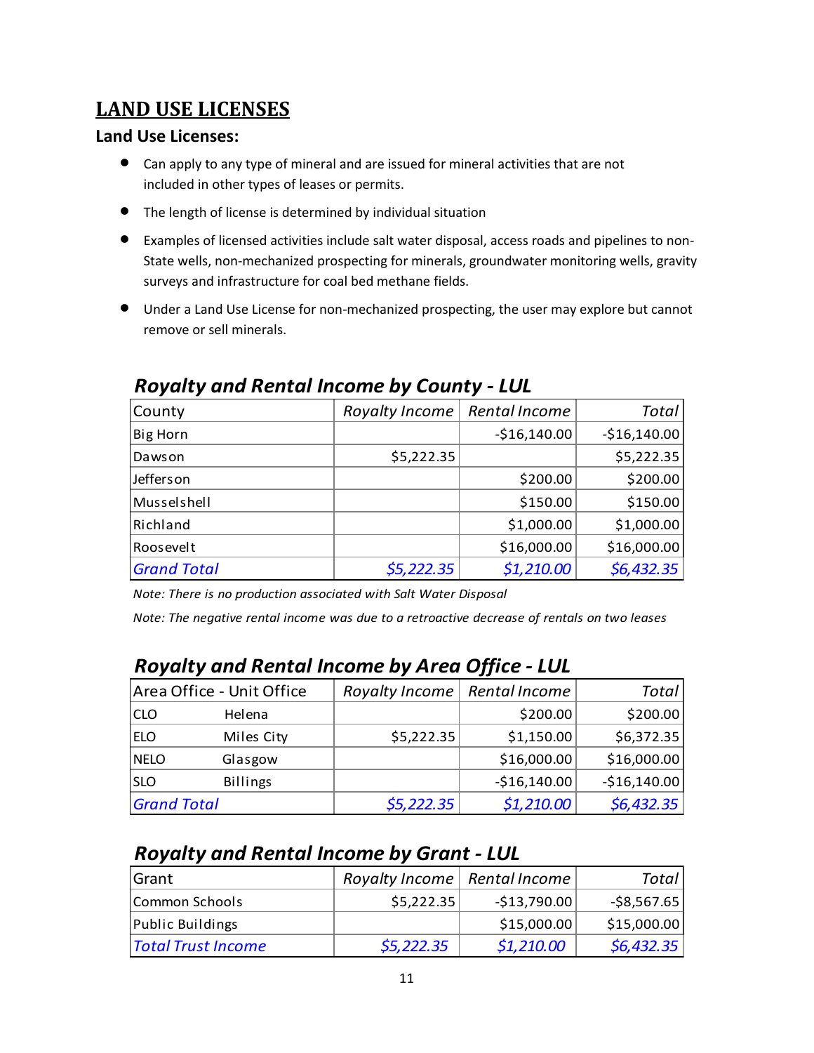# LAND USE LICENSES

## Land Use Licenses:

- Can apply to any type of mineral and are issued for mineral activities that are not included in other types of leases or permits.
- The length of license is determined by individual situation
- Examples of licensed activities include salt water disposal, access roads and pipelines to non-State wells, non-mechanized prospecting for minerals, groundwater monitoring wells, gravity surveys and infrastructure for coal bed methane fields.
- Under a Land Use License for non-mechanized prospecting, the user may explore but cannot remove or sell minerals.

### *Royalty and Rental Income by County - LUL*

| County | *Royalty Income* | *Rental Income* | *Total* |
|---|---:|---:|---:|
| Big Horn | | -$16,140.00 | -$16,140.00 |
| Dawson | $5,222.35 | | $5,222.35 |
| Jefferson | | $200.00 | $200.00 |
| Musselshell | | $150.00 | $150.00 |
| Richland | | $1,000.00 | $1,000.00 |
| Roosevelt | | $16,000.00 | $16,000.00 |
| *Grand Total* | *$5,222.35* | *$1,210.00* | *$6,432.35* |

*Note: There is no production associated with Salt Water Disposal*

*Note: The negative rental income was due to a retroactive decrease of rentals on two leases*

### *Royalty and Rental Income by Area Office - LUL*

| Area Office - Unit Office | *Royalty Income* | *Rental Income* | *Total* |
|---|---:|---:|---:|
| CLO Helena | | $200.00 | $200.00 |
| ELO Miles City | $5,222.35 | $1,150.00 | $6,372.35 |
| NELO Glasgow | | $16,000.00 | $16,000.00 |
| SLO Billings | | -$16,140.00 | -$16,140.00 |
| *Grand Total* | *$5,222.35* | *$1,210.00* | *$6,432.35* |

### *Royalty and Rental Income by Grant - LUL*

| Grant | *Royalty Income* | *Rental Income* | *Total* |
|---|---:|---:|---:|
| Common Schools | $5,222.35 | -$13,790.00 | -$8,567.65 |
| Public Buildings | | $15,000.00 | $15,000.00 |
| *Total Trust Income* | *$5,222.35* | *$1,210.00* | *$6,432.35* |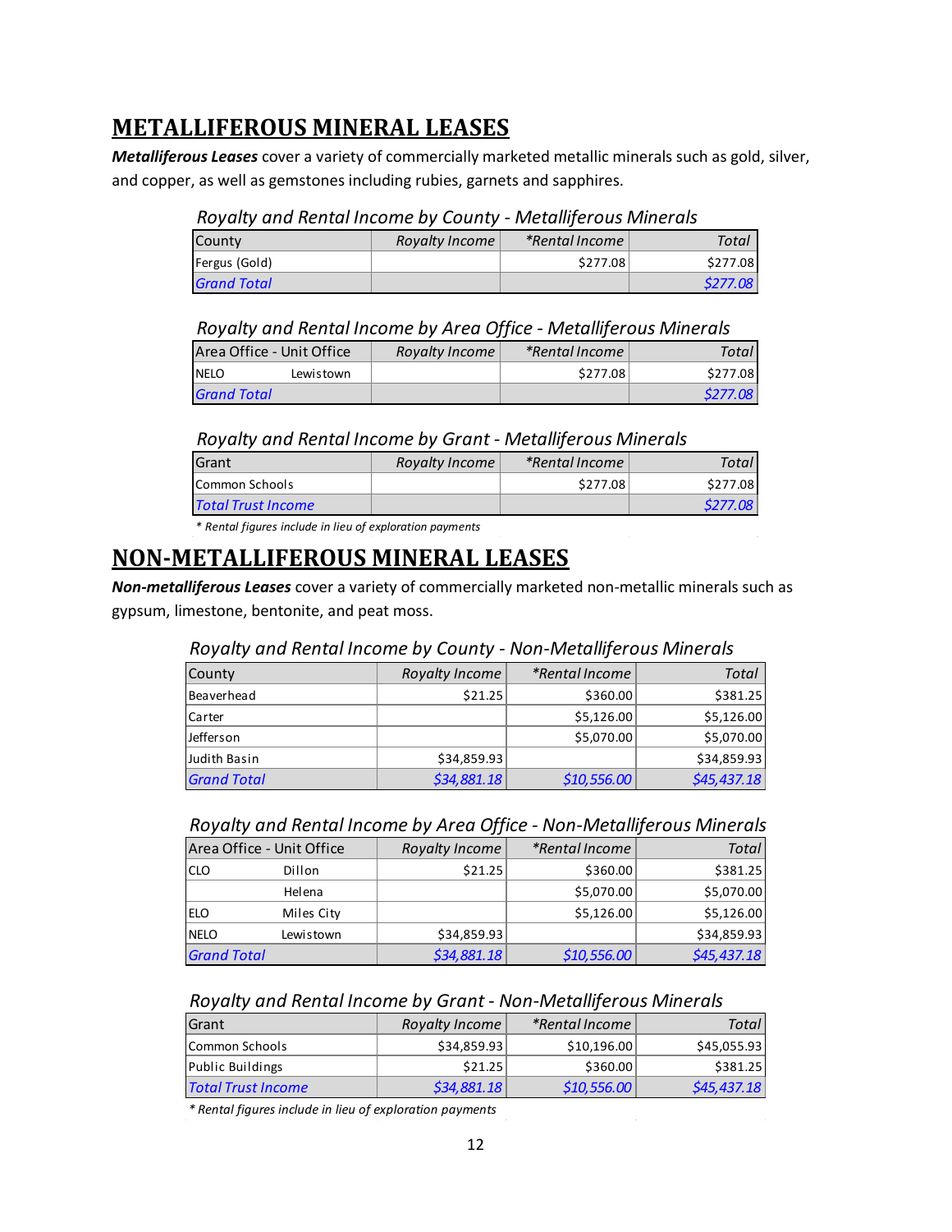## METALLIFEROUS MINERAL LEASES

***Metalliferous Leases*** cover a variety of commercially marketed metallic minerals such as gold, silver, and copper, as well as gemstones including rubies, garnets and sapphires.

*Royalty and Rental Income by County - Metalliferous Minerals*

| County | *Royalty Income* | *\*Rental Income* | *Total* |
|---|---|---|---|
| Fergus (Gold) | | $277.08 | $277.08 |
| *Grand Total* | | | *$277.08* |

*Royalty and Rental Income by Area Office - Metalliferous Minerals*

| Area Office - Unit Office | | *Royalty Income* | *\*Rental Income* | *Total* |
|---|---|---|---|---|
| NELO | Lewistown | | $277.08 | $277.08 |
| *Grand Total* | | | | *$277.08* |

*Royalty and Rental Income by Grant - Metalliferous Minerals*

| Grant | *Royalty Income* | *\*Rental Income* | *Total* |
|---|---|---|---|
| Common Schools | | $277.08 | $277.08 |
| *Total Trust Income* | | | *$277.08* |

*\* Rental figures include in lieu of exploration payments*

## NON-METALLIFEROUS MINERAL LEASES

***Non-metalliferous Leases*** cover a variety of commercially marketed non-metallic minerals such as gypsum, limestone, bentonite, and peat moss.

*Royalty and Rental Income by County - Non-Metalliferous Minerals*

| County | *Royalty Income* | *\*Rental Income* | *Total* |
|---|---|---|---|
| Beaverhead | $21.25 | $360.00 | $381.25 |
| Carter | | $5,126.00 | $5,126.00 |
| Jefferson | | $5,070.00 | $5,070.00 |
| Judith Basin | $34,859.93 | | $34,859.93 |
| *Grand Total* | *$34,881.18* | *$10,556.00* | *$45,437.18* |

*Royalty and Rental Income by Area Office - Non-Metalliferous Minerals*

| Area Office - Unit Office | | *Royalty Income* | *\*Rental Income* | *Total* |
|---|---|---|---|---|
| CLO | Dillon | $21.25 | $360.00 | $381.25 |
| | Helena | | $5,070.00 | $5,070.00 |
| ELO | Miles City | | $5,126.00 | $5,126.00 |
| NELO | Lewistown | $34,859.93 | | $34,859.93 |
| *Grand Total* | | *$34,881.18* | *$10,556.00* | *$45,437.18* |

*Royalty and Rental Income by Grant - Non-Metalliferous Minerals*

| Grant | *Royalty Income* | *\*Rental Income* | *Total* |
|---|---|---|---|
| Common Schools | $34,859.93 | $10,196.00 | $45,055.93 |
| Public Buildings | $21.25 | $360.00 | $381.25 |
| *Total Trust Income* | *$34,881.18* | *$10,556.00* | *$45,437.18* |

*\* Rental figures include in lieu of exploration payments*